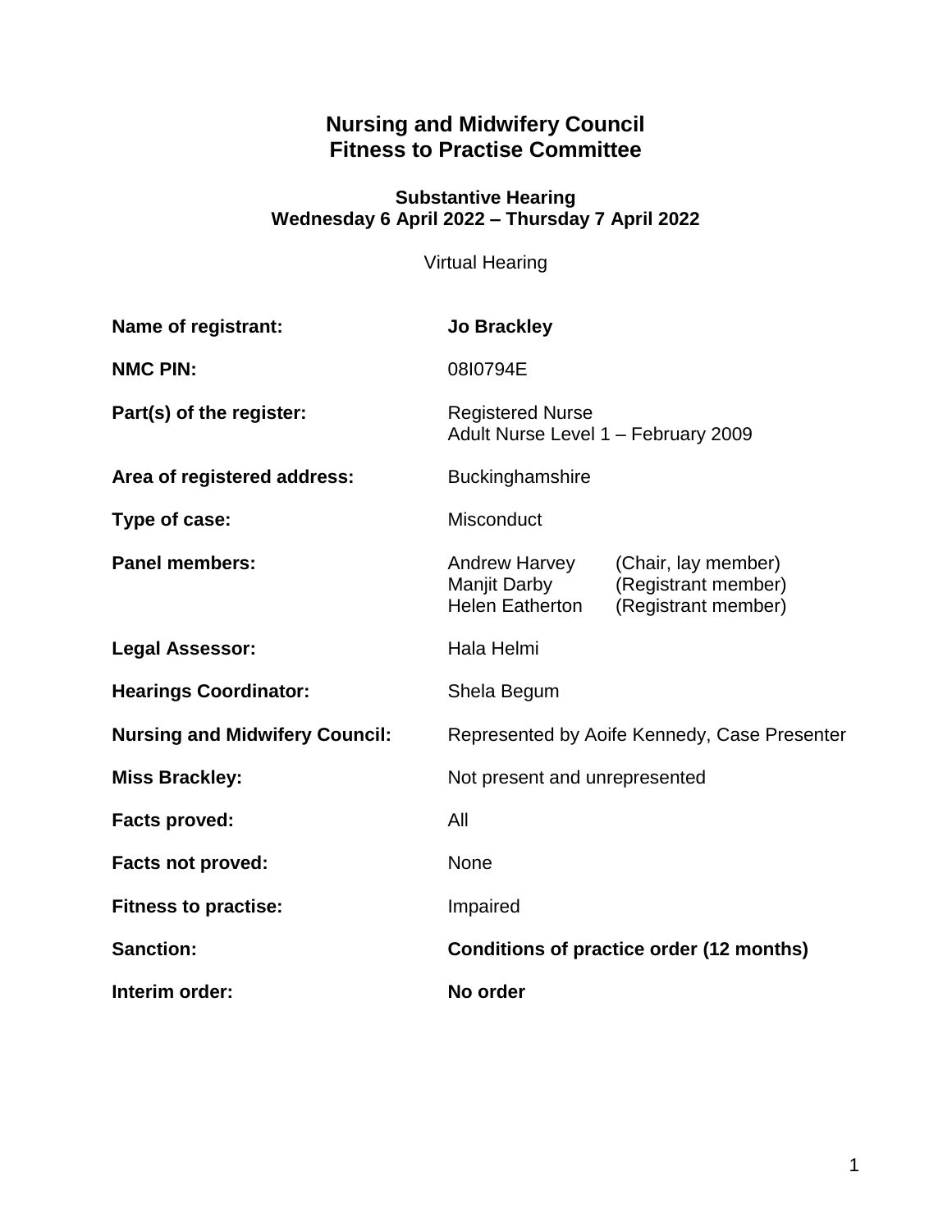# Nursing and Midwifery Council
# Fitness to Practise Committee

### Substantive Hearing
### Wednesday 6 April 2022 – Thursday 7 April 2022

Virtual Hearing

| | |
|---|---|
| **Name of registrant:** | **Jo Brackley** |
| **NMC PIN:** | 08I0794E |
| **Part(s) of the register:** | Registered Nurse<br>Adult Nurse Level 1 – February 2009 |
| **Area of registered address:** | Buckinghamshire |
| **Type of case:** | Misconduct |
| **Panel members:** | Andrew Harvey (Chair, lay member)<br>Manjit Darby (Registrant member)<br>Helen Eatherton (Registrant member) |
| **Legal Assessor:** | Hala Helmi |
| **Hearings Coordinator:** | Shela Begum |
| **Nursing and Midwifery Council:** | Represented by Aoife Kennedy, Case Presenter |
| **Miss Brackley:** | Not present and unrepresented |
| **Facts proved:** | All |
| **Facts not proved:** | None |
| **Fitness to practise:** | Impaired |
| **Sanction:** | **Conditions of practice order (12 months)** |
| **Interim order:** | **No order** |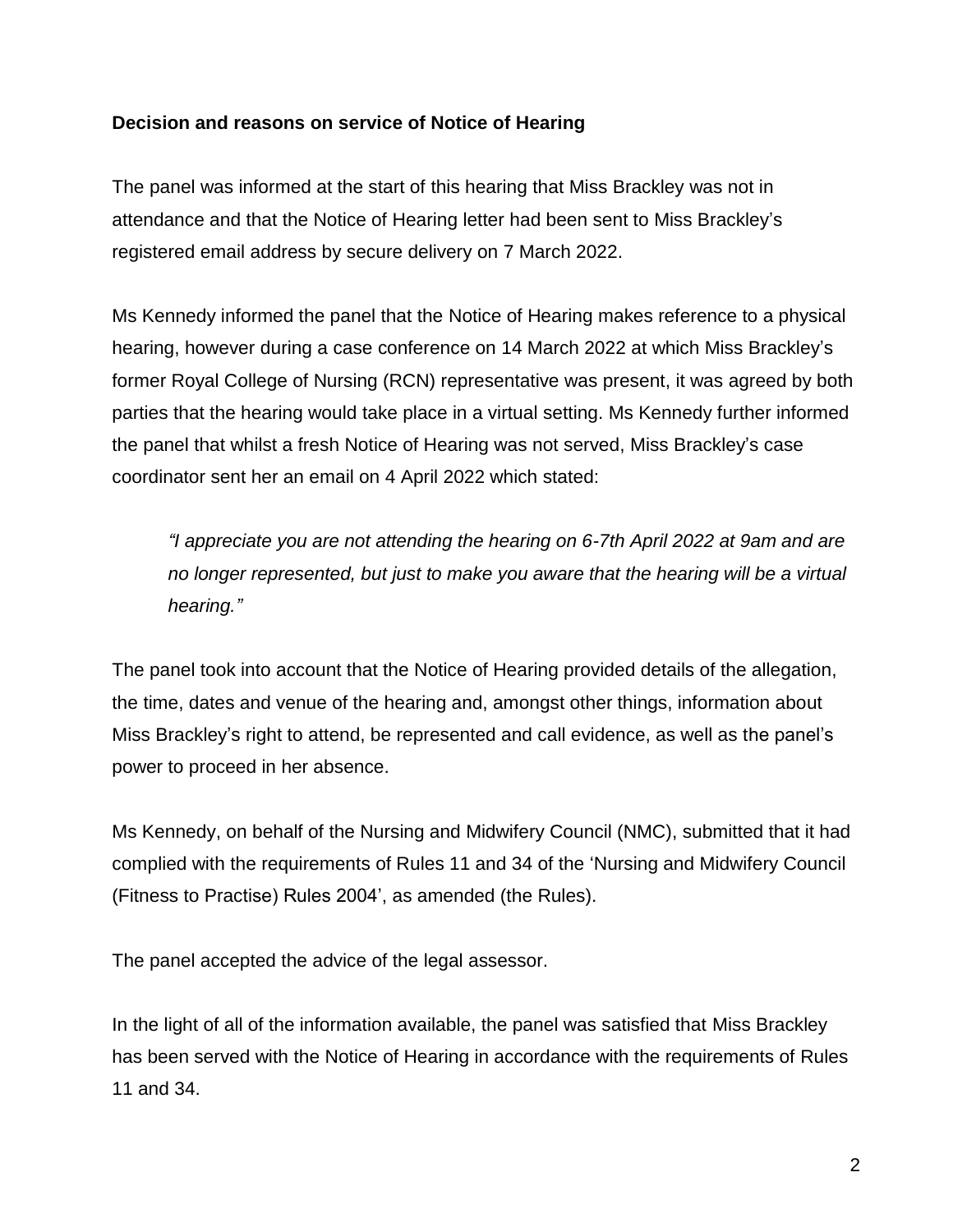**Decision and reasons on service of Notice of Hearing**

The panel was informed at the start of this hearing that Miss Brackley was not in attendance and that the Notice of Hearing letter had been sent to Miss Brackley's registered email address by secure delivery on 7 March 2022.

Ms Kennedy informed the panel that the Notice of Hearing makes reference to a physical hearing, however during a case conference on 14 March 2022 at which Miss Brackley's former Royal College of Nursing (RCN) representative was present, it was agreed by both parties that the hearing would take place in a virtual setting. Ms Kennedy further informed the panel that whilst a fresh Notice of Hearing was not served, Miss Brackley's case coordinator sent her an email on 4 April 2022 which stated:

> *"I appreciate you are not attending the hearing on 6-7th April 2022 at 9am and are no longer represented, but just to make you aware that the hearing will be a virtual hearing."*

The panel took into account that the Notice of Hearing provided details of the allegation, the time, dates and venue of the hearing and, amongst other things, information about Miss Brackley's right to attend, be represented and call evidence, as well as the panel's power to proceed in her absence.

Ms Kennedy, on behalf of the Nursing and Midwifery Council (NMC), submitted that it had complied with the requirements of Rules 11 and 34 of the 'Nursing and Midwifery Council (Fitness to Practise) Rules 2004', as amended (the Rules).

The panel accepted the advice of the legal assessor.

In the light of all of the information available, the panel was satisfied that Miss Brackley has been served with the Notice of Hearing in accordance with the requirements of Rules 11 and 34.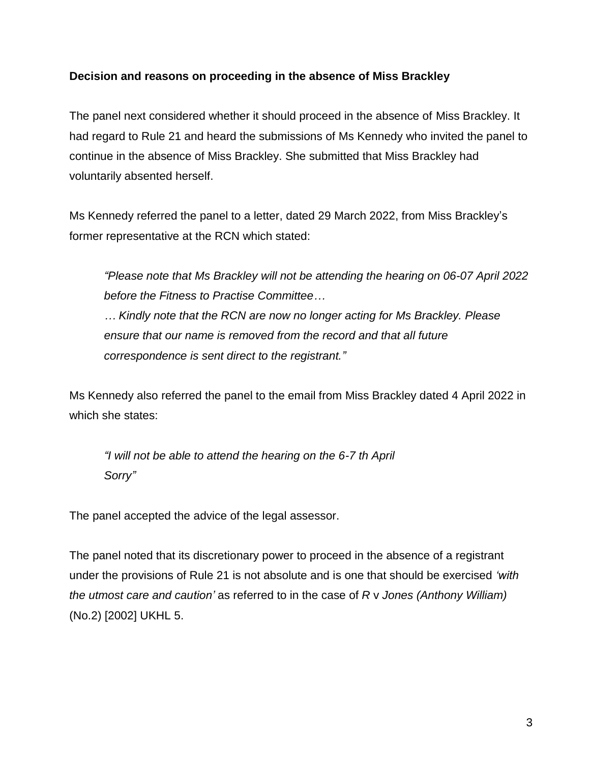**Decision and reasons on proceeding in the absence of Miss Brackley**

The panel next considered whether it should proceed in the absence of Miss Brackley. It had regard to Rule 21 and heard the submissions of Ms Kennedy who invited the panel to continue in the absence of Miss Brackley. She submitted that Miss Brackley had voluntarily absented herself.

Ms Kennedy referred the panel to a letter, dated 29 March 2022, from Miss Brackley's former representative at the RCN which stated:

> *"Please note that Ms Brackley will not be attending the hearing on 06-07 April 2022 before the Fitness to Practise Committee…*
> *… Kindly note that the RCN are now no longer acting for Ms Brackley. Please ensure that our name is removed from the record and that all future correspondence is sent direct to the registrant."*

Ms Kennedy also referred the panel to the email from Miss Brackley dated 4 April 2022 in which she states:

> *"I will not be able to attend the hearing on the 6-7 th April*
> *Sorry"*

The panel accepted the advice of the legal assessor.

The panel noted that its discretionary power to proceed in the absence of a registrant under the provisions of Rule 21 is not absolute and is one that should be exercised *'with the utmost care and caution'* as referred to in the case of *R* v *Jones (Anthony William)* (No.2) [2002] UKHL 5.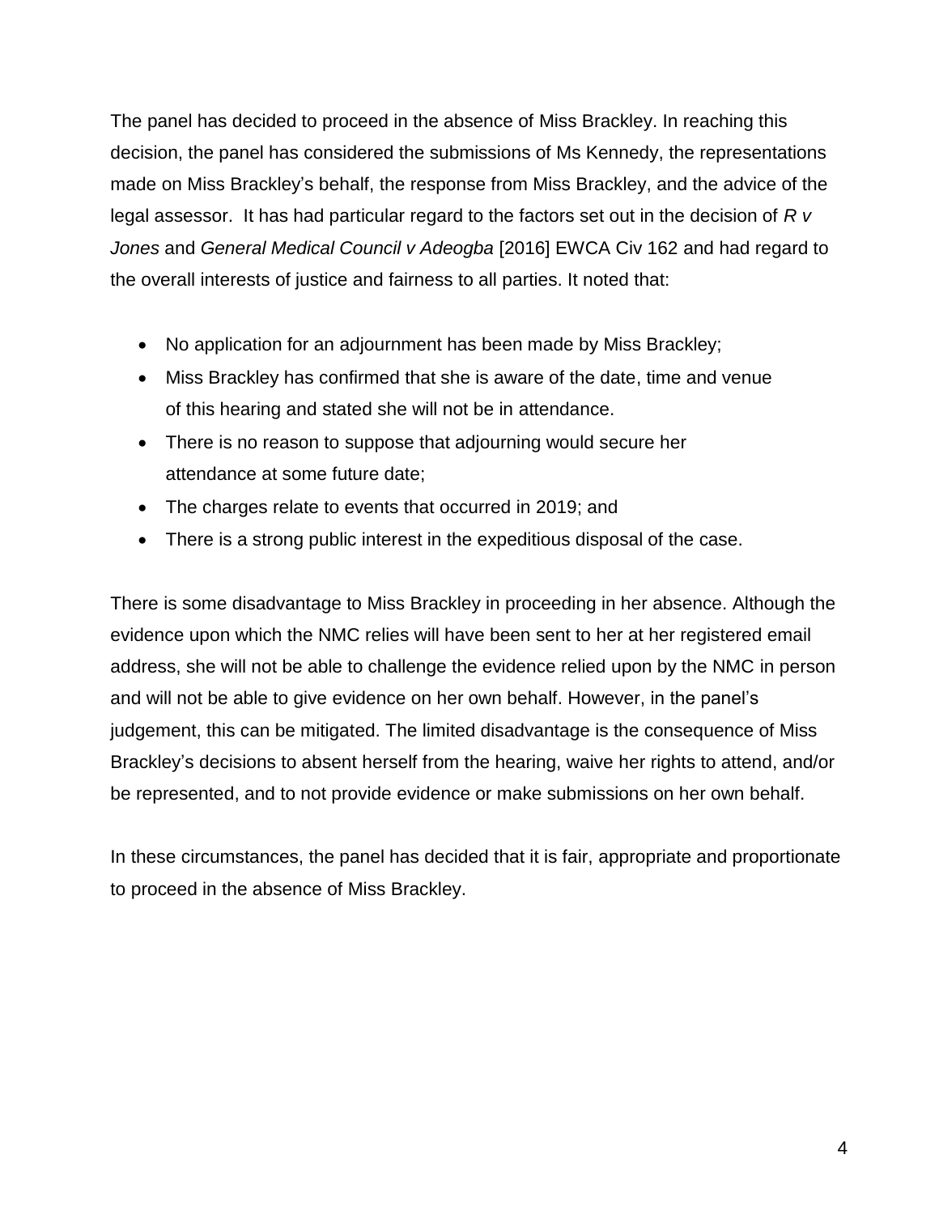The panel has decided to proceed in the absence of Miss Brackley. In reaching this decision, the panel has considered the submissions of Ms Kennedy, the representations made on Miss Brackley's behalf, the response from Miss Brackley, and the advice of the legal assessor. It has had particular regard to the factors set out in the decision of *R v Jones* and *General Medical Council v Adeogba* [2016] EWCA Civ 162 and had regard to the overall interests of justice and fairness to all parties. It noted that:

- No application for an adjournment has been made by Miss Brackley;
- Miss Brackley has confirmed that she is aware of the date, time and venue of this hearing and stated she will not be in attendance.
- There is no reason to suppose that adjourning would secure her attendance at some future date;
- The charges relate to events that occurred in 2019; and
- There is a strong public interest in the expeditious disposal of the case.

There is some disadvantage to Miss Brackley in proceeding in her absence. Although the evidence upon which the NMC relies will have been sent to her at her registered email address, she will not be able to challenge the evidence relied upon by the NMC in person and will not be able to give evidence on her own behalf. However, in the panel's judgement, this can be mitigated. The limited disadvantage is the consequence of Miss Brackley's decisions to absent herself from the hearing, waive her rights to attend, and/or be represented, and to not provide evidence or make submissions on her own behalf.

In these circumstances, the panel has decided that it is fair, appropriate and proportionate to proceed in the absence of Miss Brackley.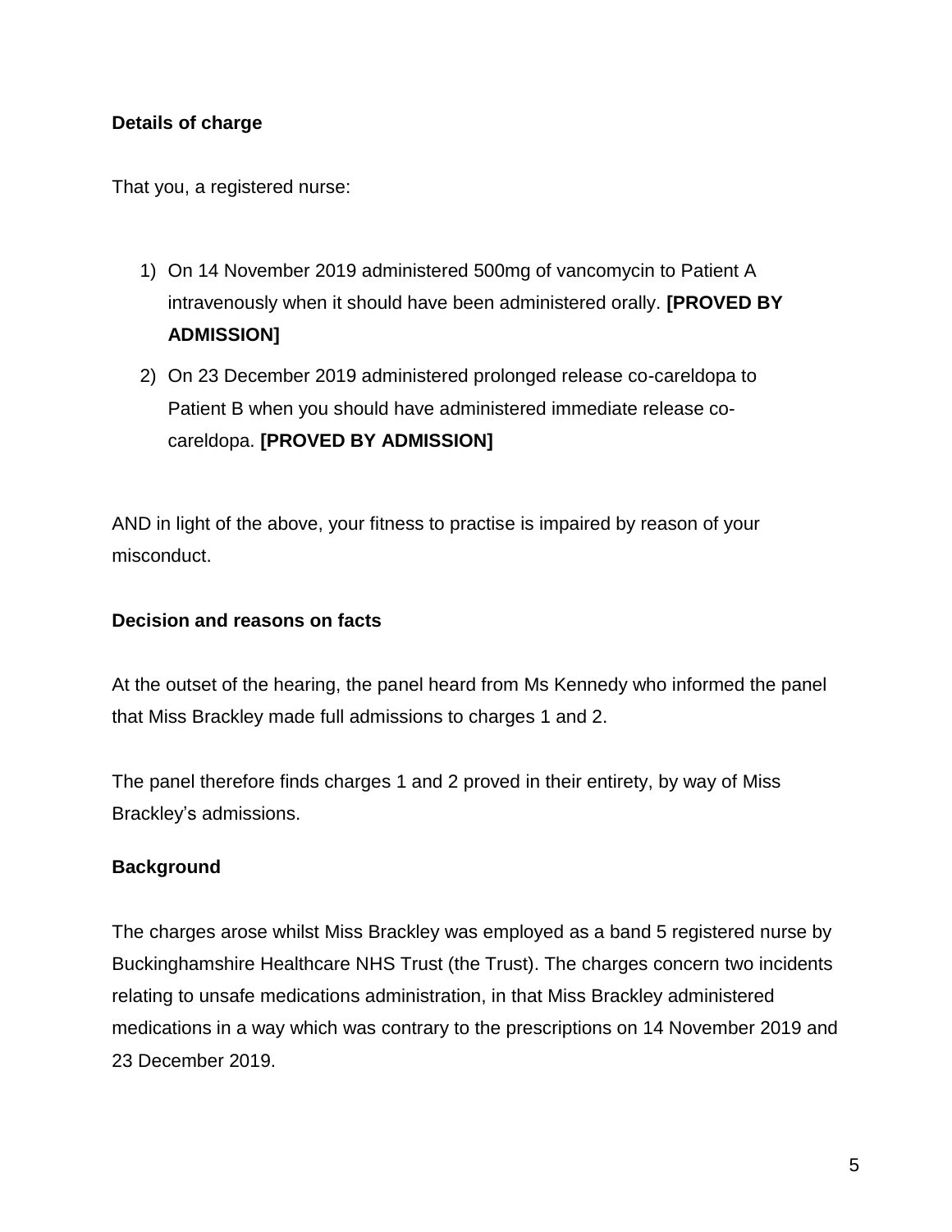**Details of charge**

That you, a registered nurse:

1) On 14 November 2019 administered 500mg of vancomycin to Patient A intravenously when it should have been administered orally. **[PROVED BY ADMISSION]**
2) On 23 December 2019 administered prolonged release co-careldopa to Patient B when you should have administered immediate release co-careldopa. **[PROVED BY ADMISSION]**

AND in light of the above, your fitness to practise is impaired by reason of your misconduct.

**Decision and reasons on facts**

At the outset of the hearing, the panel heard from Ms Kennedy who informed the panel that Miss Brackley made full admissions to charges 1 and 2.

The panel therefore finds charges 1 and 2 proved in their entirety, by way of Miss Brackley's admissions.

**Background**

The charges arose whilst Miss Brackley was employed as a band 5 registered nurse by Buckinghamshire Healthcare NHS Trust (the Trust). The charges concern two incidents relating to unsafe medications administration, in that Miss Brackley administered medications in a way which was contrary to the prescriptions on 14 November 2019 and 23 December 2019.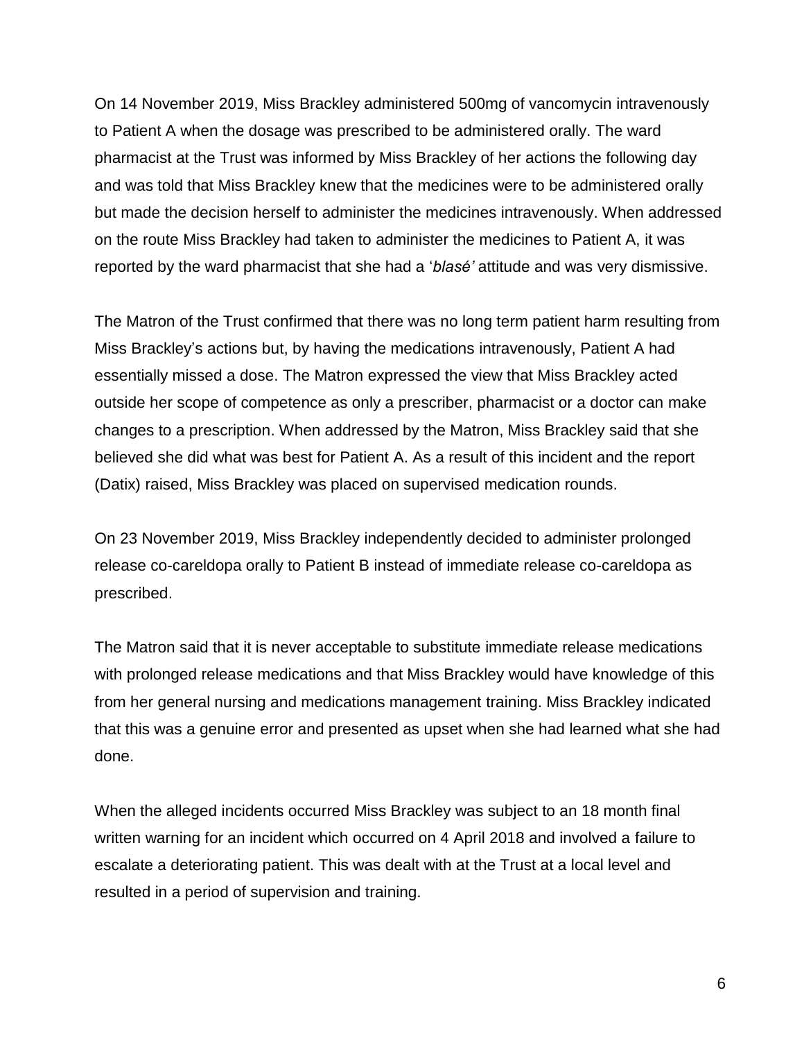On 14 November 2019, Miss Brackley administered 500mg of vancomycin intravenously to Patient A when the dosage was prescribed to be administered orally. The ward pharmacist at the Trust was informed by Miss Brackley of her actions the following day and was told that Miss Brackley knew that the medicines were to be administered orally but made the decision herself to administer the medicines intravenously. When addressed on the route Miss Brackley had taken to administer the medicines to Patient A, it was reported by the ward pharmacist that she had a '*blasé'* attitude and was very dismissive.

The Matron of the Trust confirmed that there was no long term patient harm resulting from Miss Brackley's actions but, by having the medications intravenously, Patient A had essentially missed a dose. The Matron expressed the view that Miss Brackley acted outside her scope of competence as only a prescriber, pharmacist or a doctor can make changes to a prescription. When addressed by the Matron, Miss Brackley said that she believed she did what was best for Patient A. As a result of this incident and the report (Datix) raised, Miss Brackley was placed on supervised medication rounds.

On 23 November 2019, Miss Brackley independently decided to administer prolonged release co-careldopa orally to Patient B instead of immediate release co-careldopa as prescribed.

The Matron said that it is never acceptable to substitute immediate release medications with prolonged release medications and that Miss Brackley would have knowledge of this from her general nursing and medications management training. Miss Brackley indicated that this was a genuine error and presented as upset when she had learned what she had done.

When the alleged incidents occurred Miss Brackley was subject to an 18 month final written warning for an incident which occurred on 4 April 2018 and involved a failure to escalate a deteriorating patient. This was dealt with at the Trust at a local level and resulted in a period of supervision and training.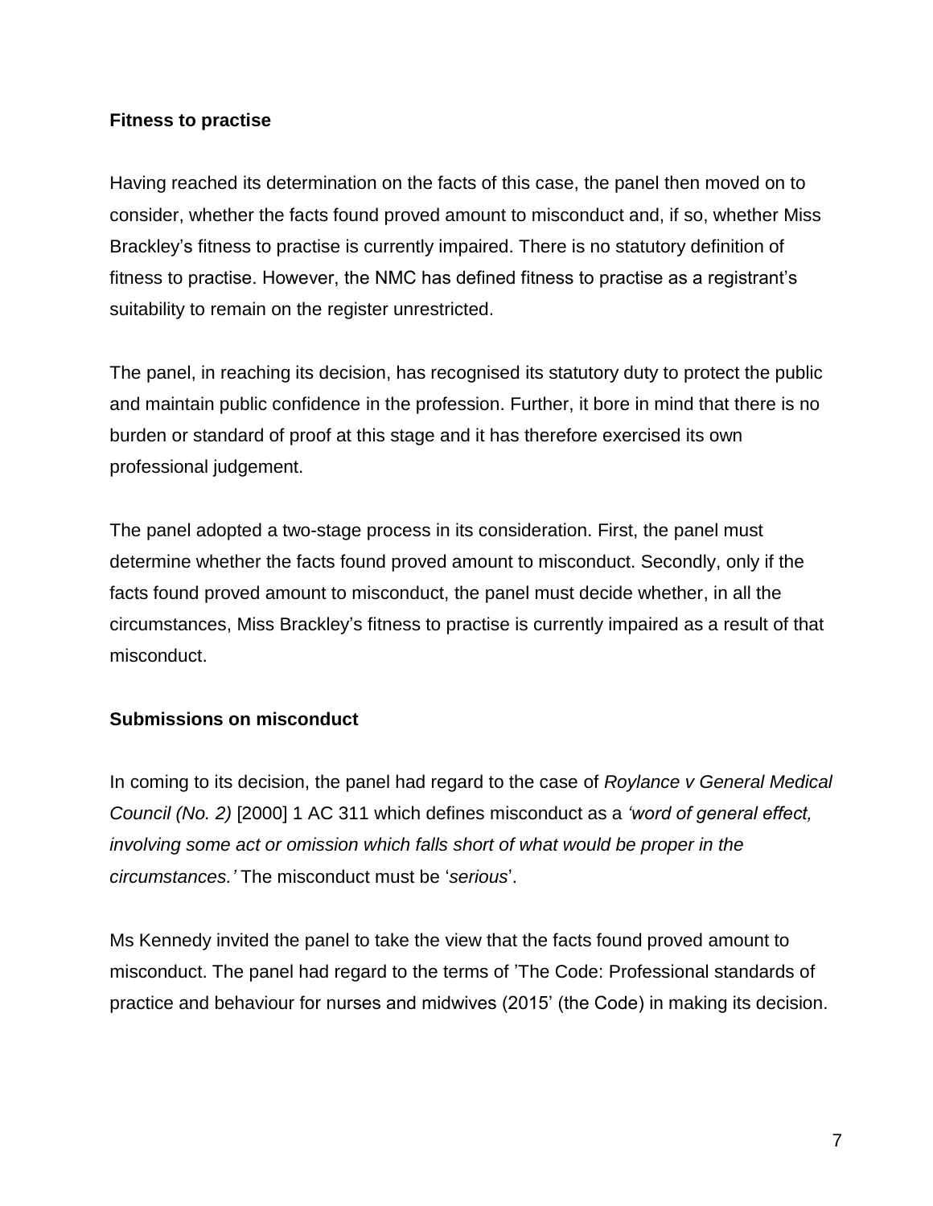**Fitness to practise**

Having reached its determination on the facts of this case, the panel then moved on to consider, whether the facts found proved amount to misconduct and, if so, whether Miss Brackley's fitness to practise is currently impaired. There is no statutory definition of fitness to practise. However, the NMC has defined fitness to practise as a registrant's suitability to remain on the register unrestricted.

The panel, in reaching its decision, has recognised its statutory duty to protect the public and maintain public confidence in the profession. Further, it bore in mind that there is no burden or standard of proof at this stage and it has therefore exercised its own professional judgement.

The panel adopted a two-stage process in its consideration. First, the panel must determine whether the facts found proved amount to misconduct. Secondly, only if the facts found proved amount to misconduct, the panel must decide whether, in all the circumstances, Miss Brackley's fitness to practise is currently impaired as a result of that misconduct.

**Submissions on misconduct**

In coming to its decision, the panel had regard to the case of *Roylance v General Medical Council (No. 2)* [2000] 1 AC 311 which defines misconduct as a *'word of general effect, involving some act or omission which falls short of what would be proper in the circumstances.'* The misconduct must be '*serious*'.

Ms Kennedy invited the panel to take the view that the facts found proved amount to misconduct. The panel had regard to the terms of 'The Code: Professional standards of practice and behaviour for nurses and midwives (2015' (the Code) in making its decision.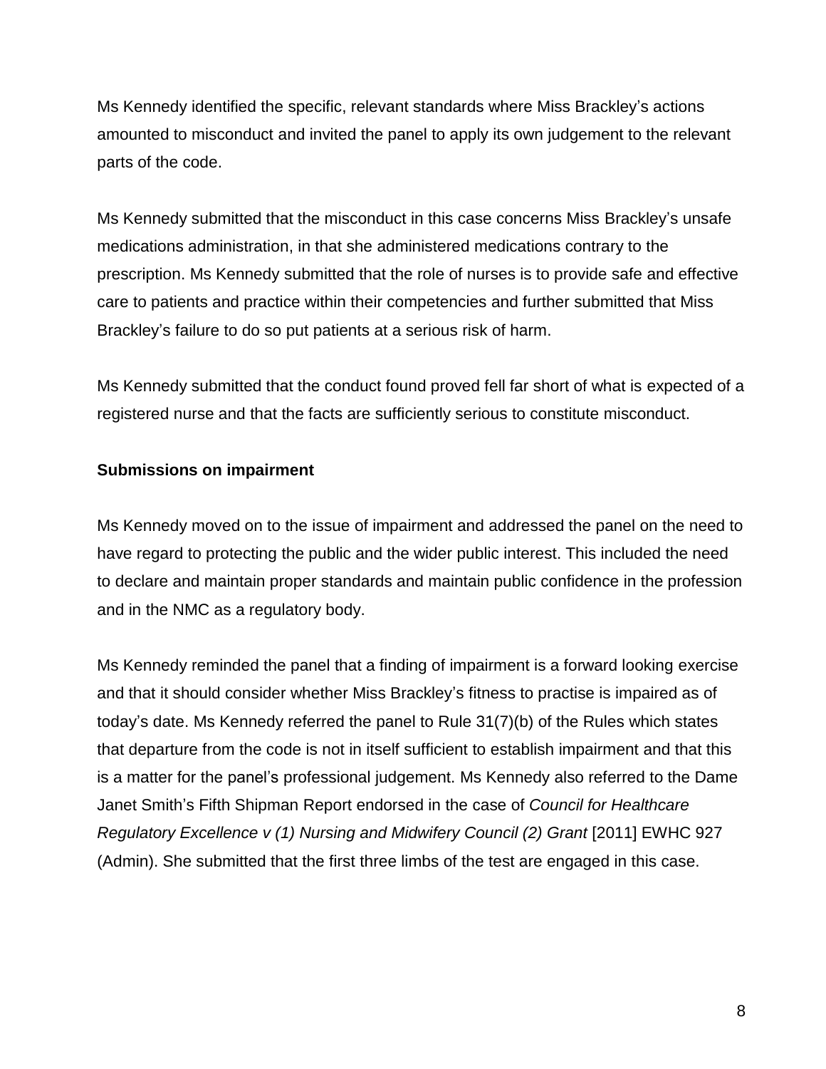Ms Kennedy identified the specific, relevant standards where Miss Brackley's actions amounted to misconduct and invited the panel to apply its own judgement to the relevant parts of the code.

Ms Kennedy submitted that the misconduct in this case concerns Miss Brackley's unsafe medications administration, in that she administered medications contrary to the prescription. Ms Kennedy submitted that the role of nurses is to provide safe and effective care to patients and practice within their competencies and further submitted that Miss Brackley's failure to do so put patients at a serious risk of harm.

Ms Kennedy submitted that the conduct found proved fell far short of what is expected of a registered nurse and that the facts are sufficiently serious to constitute misconduct.

**Submissions on impairment**

Ms Kennedy moved on to the issue of impairment and addressed the panel on the need to have regard to protecting the public and the wider public interest. This included the need to declare and maintain proper standards and maintain public confidence in the profession and in the NMC as a regulatory body.

Ms Kennedy reminded the panel that a finding of impairment is a forward looking exercise and that it should consider whether Miss Brackley's fitness to practise is impaired as of today's date. Ms Kennedy referred the panel to Rule 31(7)(b) of the Rules which states that departure from the code is not in itself sufficient to establish impairment and that this is a matter for the panel's professional judgement. Ms Kennedy also referred to the Dame Janet Smith's Fifth Shipman Report endorsed in the case of *Council for Healthcare Regulatory Excellence v (1) Nursing and Midwifery Council (2) Grant* [2011] EWHC 927 (Admin). She submitted that the first three limbs of the test are engaged in this case.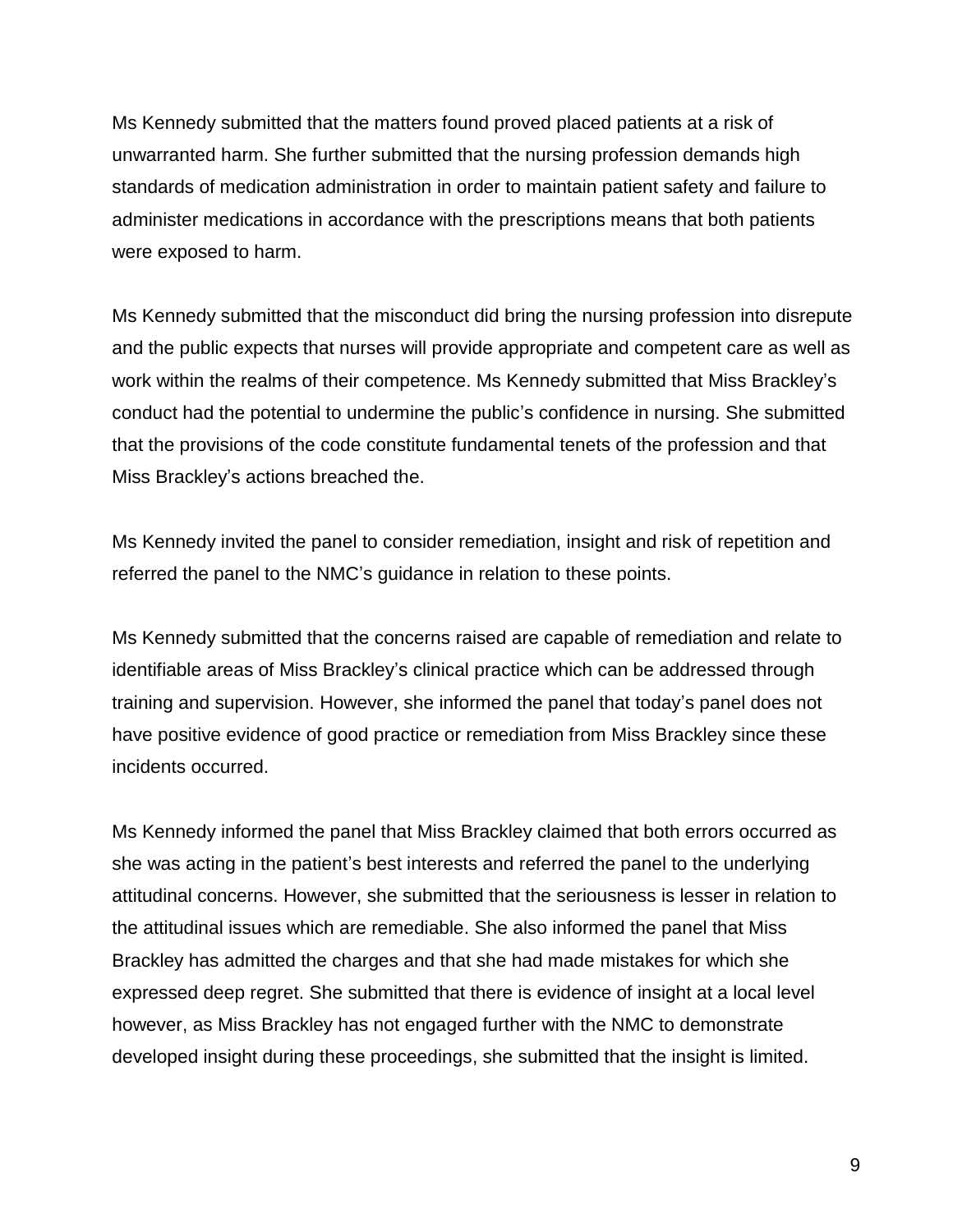Ms Kennedy submitted that the matters found proved placed patients at a risk of unwarranted harm. She further submitted that the nursing profession demands high standards of medication administration in order to maintain patient safety and failure to administer medications in accordance with the prescriptions means that both patients were exposed to harm.

Ms Kennedy submitted that the misconduct did bring the nursing profession into disrepute and the public expects that nurses will provide appropriate and competent care as well as work within the realms of their competence. Ms Kennedy submitted that Miss Brackley's conduct had the potential to undermine the public's confidence in nursing. She submitted that the provisions of the code constitute fundamental tenets of the profession and that Miss Brackley's actions breached the.

Ms Kennedy invited the panel to consider remediation, insight and risk of repetition and referred the panel to the NMC's guidance in relation to these points.

Ms Kennedy submitted that the concerns raised are capable of remediation and relate to identifiable areas of Miss Brackley's clinical practice which can be addressed through training and supervision. However, she informed the panel that today's panel does not have positive evidence of good practice or remediation from Miss Brackley since these incidents occurred.

Ms Kennedy informed the panel that Miss Brackley claimed that both errors occurred as she was acting in the patient's best interests and referred the panel to the underlying attitudinal concerns. However, she submitted that the seriousness is lesser in relation to the attitudinal issues which are remediable. She also informed the panel that Miss Brackley has admitted the charges and that she had made mistakes for which she expressed deep regret. She submitted that there is evidence of insight at a local level however, as Miss Brackley has not engaged further with the NMC to demonstrate developed insight during these proceedings, she submitted that the insight is limited.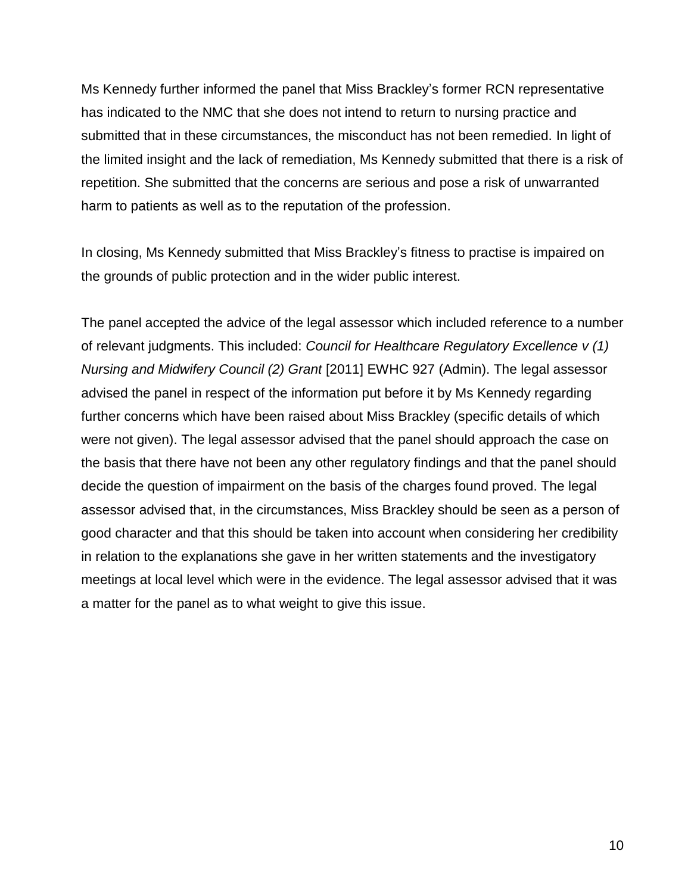Ms Kennedy further informed the panel that Miss Brackley's former RCN representative has indicated to the NMC that she does not intend to return to nursing practice and submitted that in these circumstances, the misconduct has not been remedied. In light of the limited insight and the lack of remediation, Ms Kennedy submitted that there is a risk of repetition. She submitted that the concerns are serious and pose a risk of unwarranted harm to patients as well as to the reputation of the profession.

In closing, Ms Kennedy submitted that Miss Brackley's fitness to practise is impaired on the grounds of public protection and in the wider public interest.

The panel accepted the advice of the legal assessor which included reference to a number of relevant judgments. This included: *Council for Healthcare Regulatory Excellence v (1) Nursing and Midwifery Council (2) Grant* [2011] EWHC 927 (Admin). The legal assessor advised the panel in respect of the information put before it by Ms Kennedy regarding further concerns which have been raised about Miss Brackley (specific details of which were not given). The legal assessor advised that the panel should approach the case on the basis that there have not been any other regulatory findings and that the panel should decide the question of impairment on the basis of the charges found proved. The legal assessor advised that, in the circumstances, Miss Brackley should be seen as a person of good character and that this should be taken into account when considering her credibility in relation to the explanations she gave in her written statements and the investigatory meetings at local level which were in the evidence. The legal assessor advised that it was a matter for the panel as to what weight to give this issue.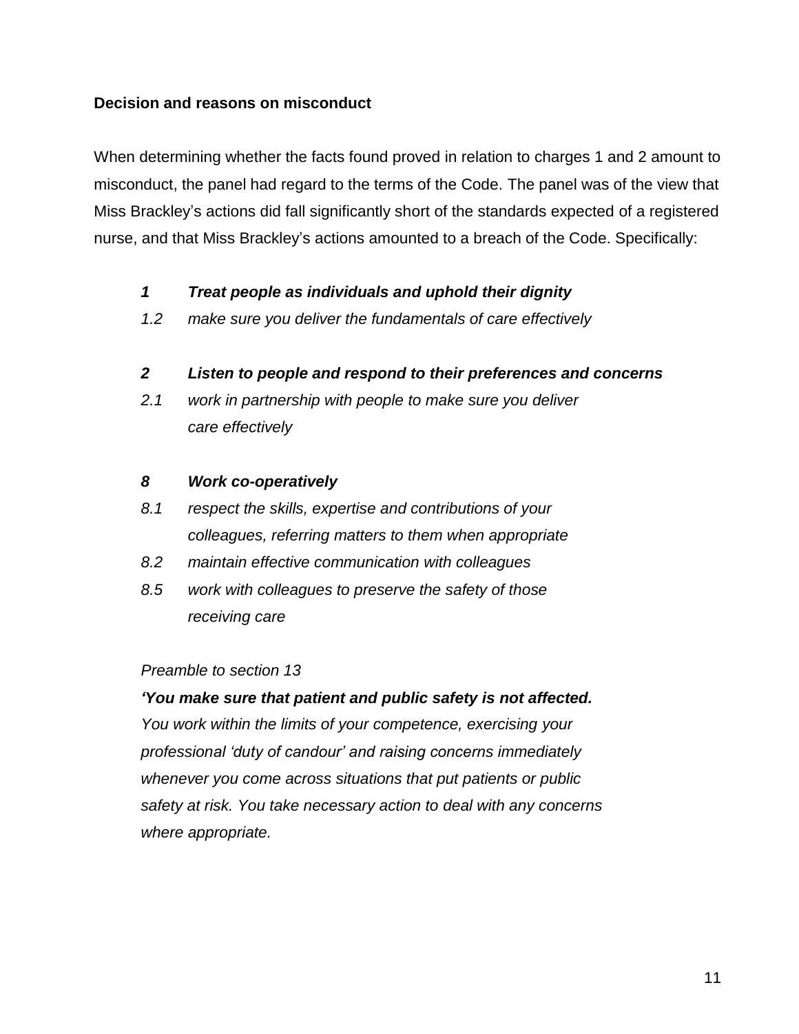**Decision and reasons on misconduct**

When determining whether the facts found proved in relation to charges 1 and 2 amount to misconduct, the panel had regard to the terms of the Code. The panel was of the view that Miss Brackley's actions did fall significantly short of the standards expected of a registered nurse, and that Miss Brackley's actions amounted to a breach of the Code. Specifically:

***1 Treat people as individuals and uphold their dignity***

*1.2 make sure you deliver the fundamentals of care effectively*

***2 Listen to people and respond to their preferences and concerns***

*2.1 work in partnership with people to make sure you deliver care effectively*

***8 Work co-operatively***

*8.1 respect the skills, expertise and contributions of your colleagues, referring matters to them when appropriate*

*8.2 maintain effective communication with colleagues*

*8.5 work with colleagues to preserve the safety of those receiving care*

*Preamble to section 13*

***'You make sure that patient and public safety is not affected.***
*You work within the limits of your competence, exercising your professional 'duty of candour' and raising concerns immediately whenever you come across situations that put patients or public safety at risk. You take necessary action to deal with any concerns where appropriate.*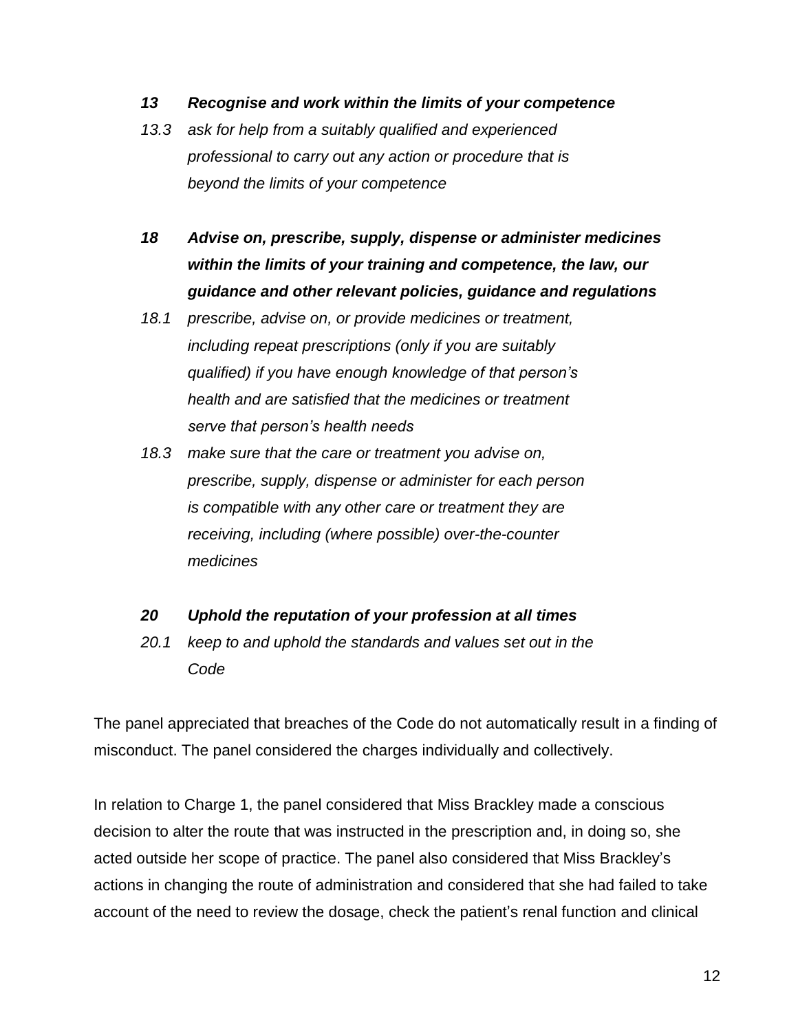***13 Recognise and work within the limits of your competence***

*13.3 ask for help from a suitably qualified and experienced professional to carry out any action or procedure that is beyond the limits of your competence*

***18 Advise on, prescribe, supply, dispense or administer medicines within the limits of your training and competence, the law, our guidance and other relevant policies, guidance and regulations***

*18.1 prescribe, advise on, or provide medicines or treatment, including repeat prescriptions (only if you are suitably qualified) if you have enough knowledge of that person's health and are satisfied that the medicines or treatment serve that person's health needs*

*18.3 make sure that the care or treatment you advise on, prescribe, supply, dispense or administer for each person is compatible with any other care or treatment they are receiving, including (where possible) over-the-counter medicines*

***20 Uphold the reputation of your profession at all times***

*20.1 keep to and uphold the standards and values set out in the Code*

The panel appreciated that breaches of the Code do not automatically result in a finding of misconduct. The panel considered the charges individually and collectively.

In relation to Charge 1, the panel considered that Miss Brackley made a conscious decision to alter the route that was instructed in the prescription and, in doing so, she acted outside her scope of practice. The panel also considered that Miss Brackley's actions in changing the route of administration and considered that she had failed to take account of the need to review the dosage, check the patient's renal function and clinical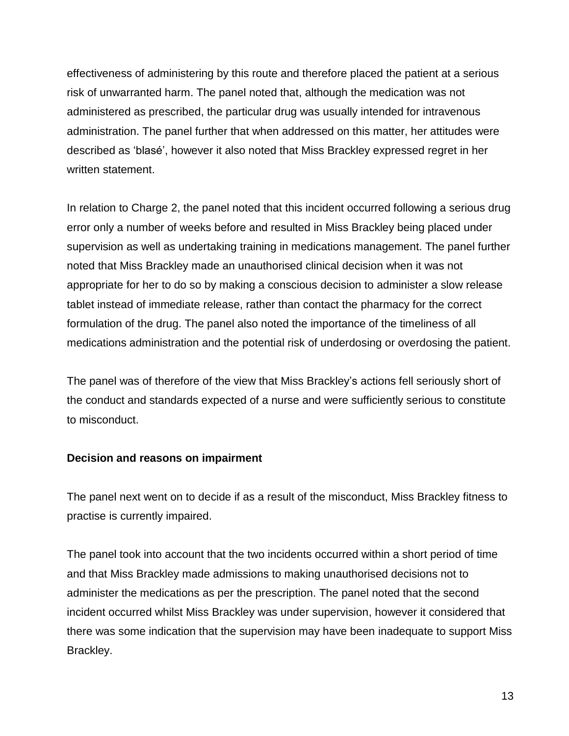effectiveness of administering by this route and therefore placed the patient at a serious risk of unwarranted harm. The panel noted that, although the medication was not administered as prescribed, the particular drug was usually intended for intravenous administration. The panel further that when addressed on this matter, her attitudes were described as 'blasé', however it also noted that Miss Brackley expressed regret in her written statement.

In relation to Charge 2, the panel noted that this incident occurred following a serious drug error only a number of weeks before and resulted in Miss Brackley being placed under supervision as well as undertaking training in medications management. The panel further noted that Miss Brackley made an unauthorised clinical decision when it was not appropriate for her to do so by making a conscious decision to administer a slow release tablet instead of immediate release, rather than contact the pharmacy for the correct formulation of the drug. The panel also noted the importance of the timeliness of all medications administration and the potential risk of underdosing or overdosing the patient.

The panel was of therefore of the view that Miss Brackley's actions fell seriously short of the conduct and standards expected of a nurse and were sufficiently serious to constitute to misconduct.

**Decision and reasons on impairment**

The panel next went on to decide if as a result of the misconduct, Miss Brackley fitness to practise is currently impaired.

The panel took into account that the two incidents occurred within a short period of time and that Miss Brackley made admissions to making unauthorised decisions not to administer the medications as per the prescription. The panel noted that the second incident occurred whilst Miss Brackley was under supervision, however it considered that there was some indication that the supervision may have been inadequate to support Miss Brackley.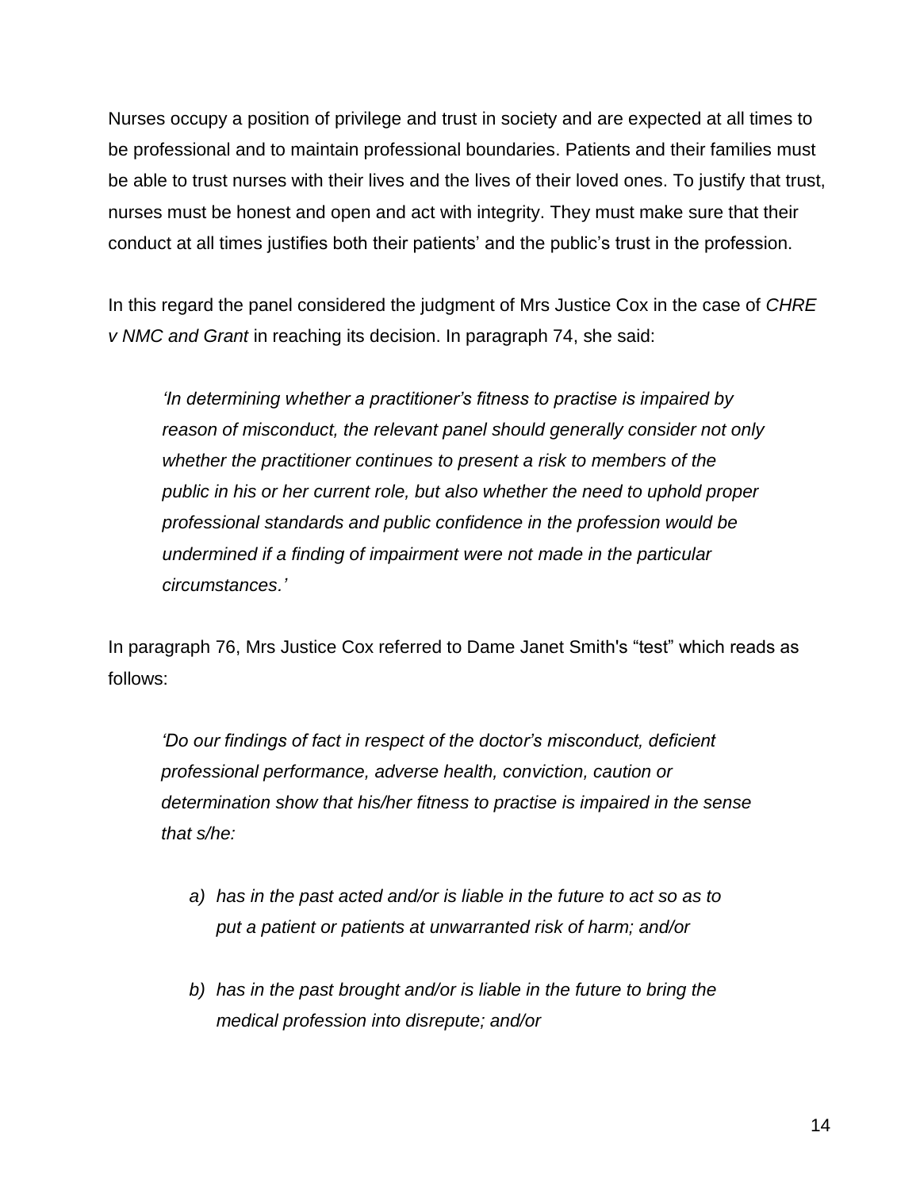Nurses occupy a position of privilege and trust in society and are expected at all times to be professional and to maintain professional boundaries. Patients and their families must be able to trust nurses with their lives and the lives of their loved ones. To justify that trust, nurses must be honest and open and act with integrity. They must make sure that their conduct at all times justifies both their patients' and the public's trust in the profession.

In this regard the panel considered the judgment of Mrs Justice Cox in the case of *CHRE v NMC and Grant* in reaching its decision. In paragraph 74, she said:

> *'In determining whether a practitioner's fitness to practise is impaired by reason of misconduct, the relevant panel should generally consider not only whether the practitioner continues to present a risk to members of the public in his or her current role, but also whether the need to uphold proper professional standards and public confidence in the profession would be undermined if a finding of impairment were not made in the particular circumstances.'*

In paragraph 76, Mrs Justice Cox referred to Dame Janet Smith's "test" which reads as follows:

> *'Do our findings of fact in respect of the doctor's misconduct, deficient professional performance, adverse health, conviction, caution or determination show that his/her fitness to practise is impaired in the sense that s/he:*
>
> *a) has in the past acted and/or is liable in the future to act so as to put a patient or patients at unwarranted risk of harm; and/or*
>
> *b) has in the past brought and/or is liable in the future to bring the medical profession into disrepute; and/or*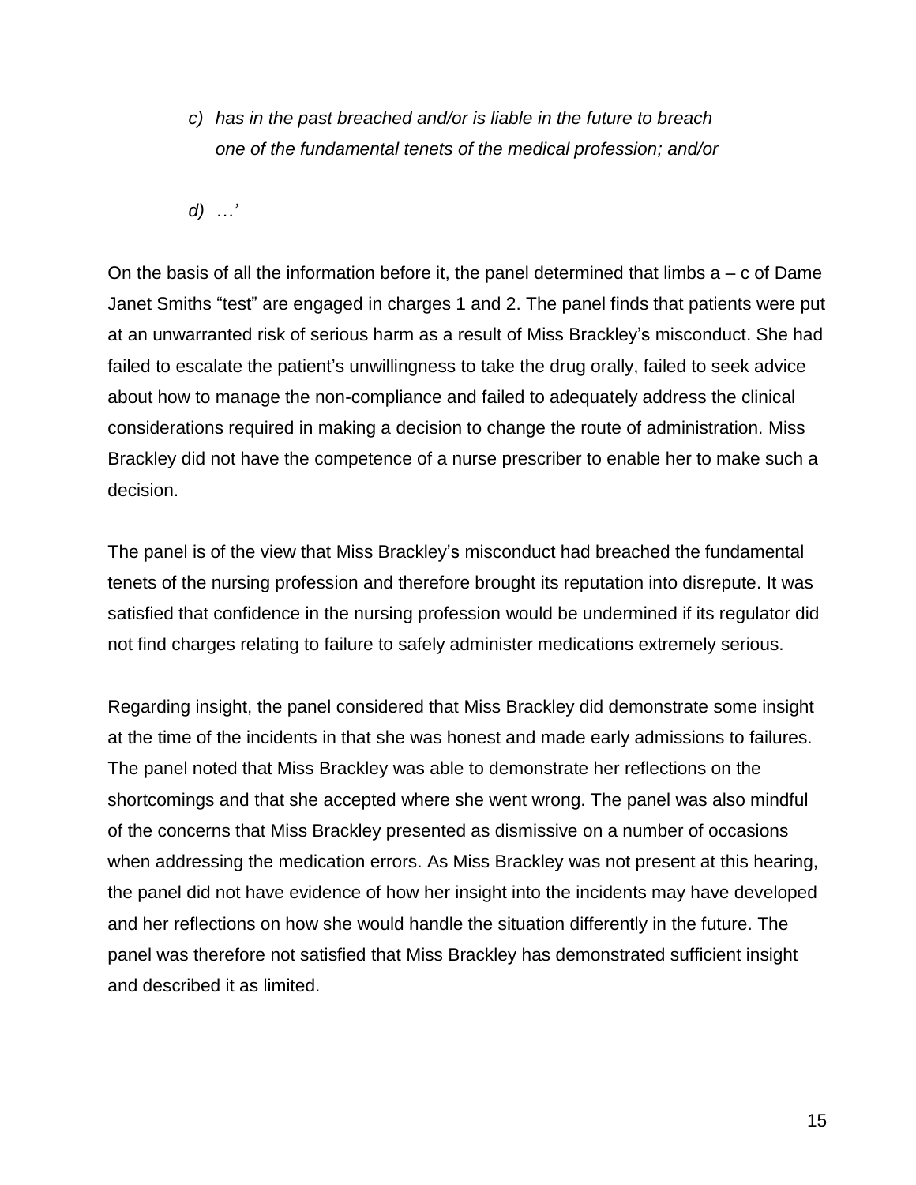> *c) has in the past breached and/or is liable in the future to breach one of the fundamental tenets of the medical profession; and/or*
>
> *d) …'*

On the basis of all the information before it, the panel determined that limbs a – c of Dame Janet Smiths "test" are engaged in charges 1 and 2. The panel finds that patients were put at an unwarranted risk of serious harm as a result of Miss Brackley's misconduct. She had failed to escalate the patient's unwillingness to take the drug orally, failed to seek advice about how to manage the non-compliance and failed to adequately address the clinical considerations required in making a decision to change the route of administration. Miss Brackley did not have the competence of a nurse prescriber to enable her to make such a decision.

The panel is of the view that Miss Brackley's misconduct had breached the fundamental tenets of the nursing profession and therefore brought its reputation into disrepute. It was satisfied that confidence in the nursing profession would be undermined if its regulator did not find charges relating to failure to safely administer medications extremely serious.

Regarding insight, the panel considered that Miss Brackley did demonstrate some insight at the time of the incidents in that she was honest and made early admissions to failures. The panel noted that Miss Brackley was able to demonstrate her reflections on the shortcomings and that she accepted where she went wrong. The panel was also mindful of the concerns that Miss Brackley presented as dismissive on a number of occasions when addressing the medication errors. As Miss Brackley was not present at this hearing, the panel did not have evidence of how her insight into the incidents may have developed and her reflections on how she would handle the situation differently in the future. The panel was therefore not satisfied that Miss Brackley has demonstrated sufficient insight and described it as limited.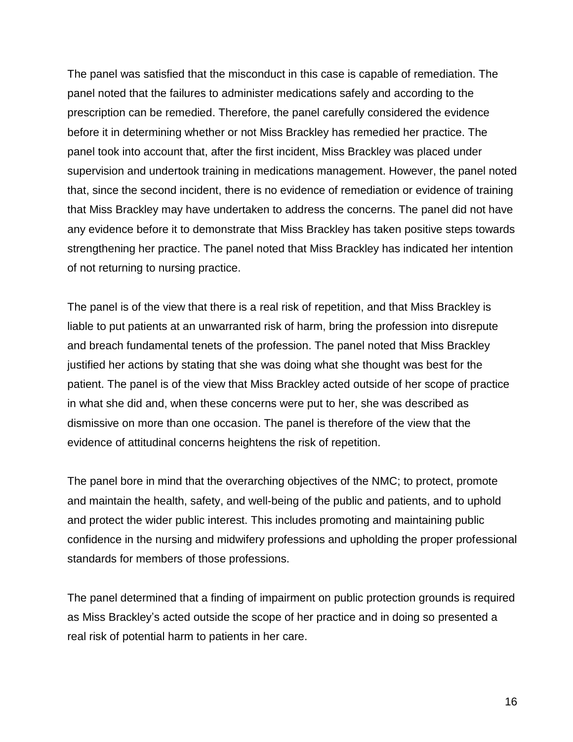The panel was satisfied that the misconduct in this case is capable of remediation. The panel noted that the failures to administer medications safely and according to the prescription can be remedied. Therefore, the panel carefully considered the evidence before it in determining whether or not Miss Brackley has remedied her practice. The panel took into account that, after the first incident, Miss Brackley was placed under supervision and undertook training in medications management. However, the panel noted that, since the second incident, there is no evidence of remediation or evidence of training that Miss Brackley may have undertaken to address the concerns. The panel did not have any evidence before it to demonstrate that Miss Brackley has taken positive steps towards strengthening her practice. The panel noted that Miss Brackley has indicated her intention of not returning to nursing practice.

The panel is of the view that there is a real risk of repetition, and that Miss Brackley is liable to put patients at an unwarranted risk of harm, bring the profession into disrepute and breach fundamental tenets of the profession. The panel noted that Miss Brackley justified her actions by stating that she was doing what she thought was best for the patient. The panel is of the view that Miss Brackley acted outside of her scope of practice in what she did and, when these concerns were put to her, she was described as dismissive on more than one occasion. The panel is therefore of the view that the evidence of attitudinal concerns heightens the risk of repetition.

The panel bore in mind that the overarching objectives of the NMC; to protect, promote and maintain the health, safety, and well-being of the public and patients, and to uphold and protect the wider public interest. This includes promoting and maintaining public confidence in the nursing and midwifery professions and upholding the proper professional standards for members of those professions.

The panel determined that a finding of impairment on public protection grounds is required as Miss Brackley's acted outside the scope of her practice and in doing so presented a real risk of potential harm to patients in her care.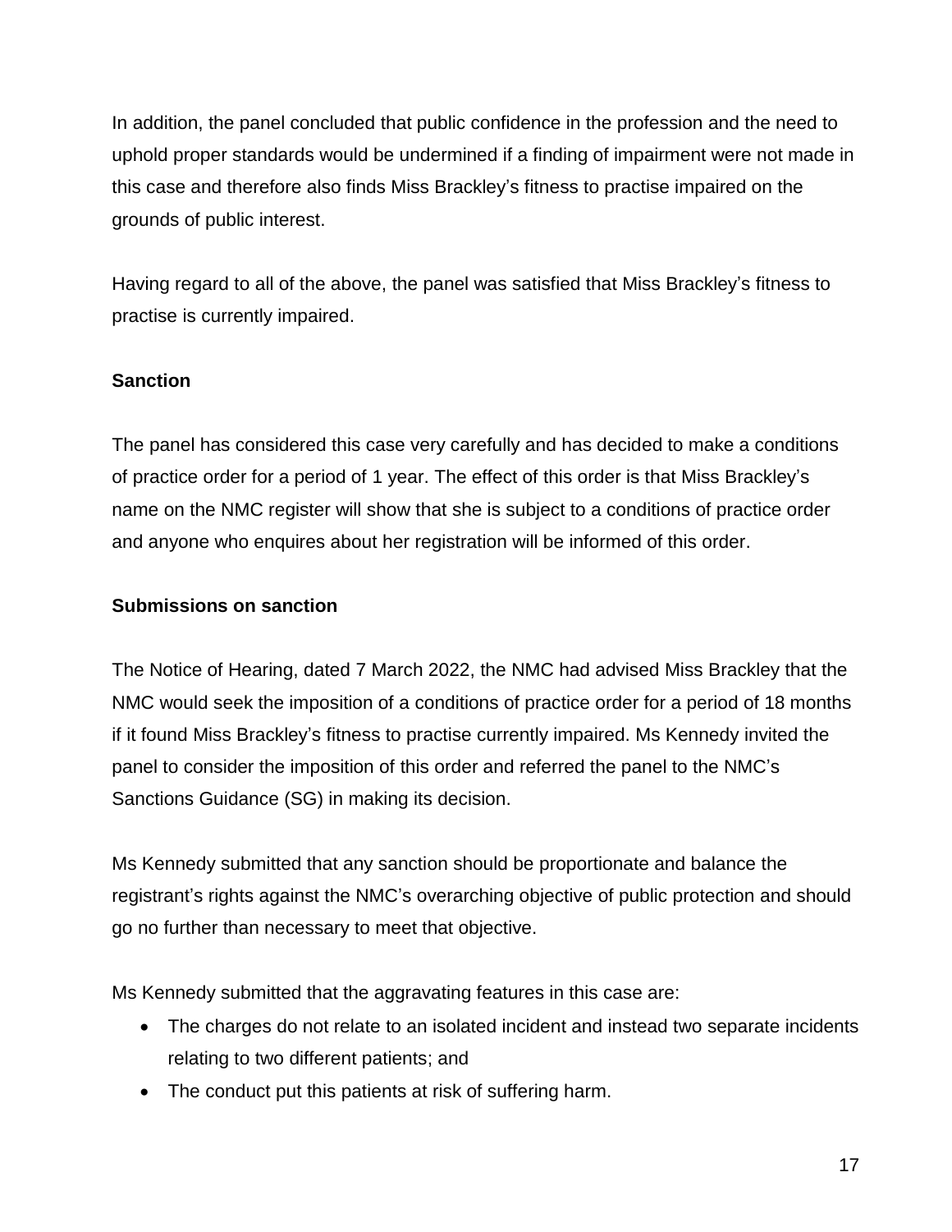In addition, the panel concluded that public confidence in the profession and the need to uphold proper standards would be undermined if a finding of impairment were not made in this case and therefore also finds Miss Brackley's fitness to practise impaired on the grounds of public interest.

Having regard to all of the above, the panel was satisfied that Miss Brackley's fitness to practise is currently impaired.

## Sanction

The panel has considered this case very carefully and has decided to make a conditions of practice order for a period of 1 year. The effect of this order is that Miss Brackley's name on the NMC register will show that she is subject to a conditions of practice order and anyone who enquires about her registration will be informed of this order.

## Submissions on sanction

The Notice of Hearing, dated 7 March 2022, the NMC had advised Miss Brackley that the NMC would seek the imposition of a conditions of practice order for a period of 18 months if it found Miss Brackley's fitness to practise currently impaired. Ms Kennedy invited the panel to consider the imposition of this order and referred the panel to the NMC's Sanctions Guidance (SG) in making its decision.

Ms Kennedy submitted that any sanction should be proportionate and balance the registrant's rights against the NMC's overarching objective of public protection and should go no further than necessary to meet that objective.

Ms Kennedy submitted that the aggravating features in this case are:

- The charges do not relate to an isolated incident and instead two separate incidents relating to two different patients; and
- The conduct put this patients at risk of suffering harm.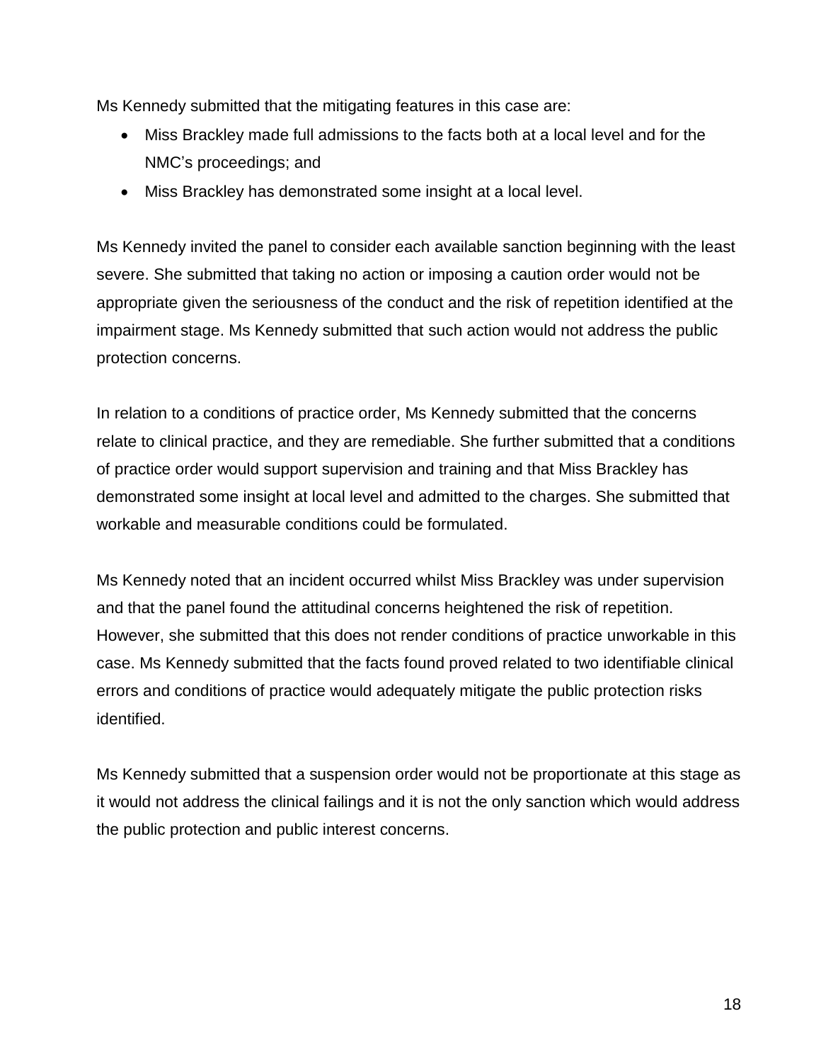Ms Kennedy submitted that the mitigating features in this case are:

- Miss Brackley made full admissions to the facts both at a local level and for the NMC's proceedings; and
- Miss Brackley has demonstrated some insight at a local level.

Ms Kennedy invited the panel to consider each available sanction beginning with the least severe. She submitted that taking no action or imposing a caution order would not be appropriate given the seriousness of the conduct and the risk of repetition identified at the impairment stage. Ms Kennedy submitted that such action would not address the public protection concerns.

In relation to a conditions of practice order, Ms Kennedy submitted that the concerns relate to clinical practice, and they are remediable. She further submitted that a conditions of practice order would support supervision and training and that Miss Brackley has demonstrated some insight at local level and admitted to the charges. She submitted that workable and measurable conditions could be formulated.

Ms Kennedy noted that an incident occurred whilst Miss Brackley was under supervision and that the panel found the attitudinal concerns heightened the risk of repetition. However, she submitted that this does not render conditions of practice unworkable in this case. Ms Kennedy submitted that the facts found proved related to two identifiable clinical errors and conditions of practice would adequately mitigate the public protection risks identified.

Ms Kennedy submitted that a suspension order would not be proportionate at this stage as it would not address the clinical failings and it is not the only sanction which would address the public protection and public interest concerns.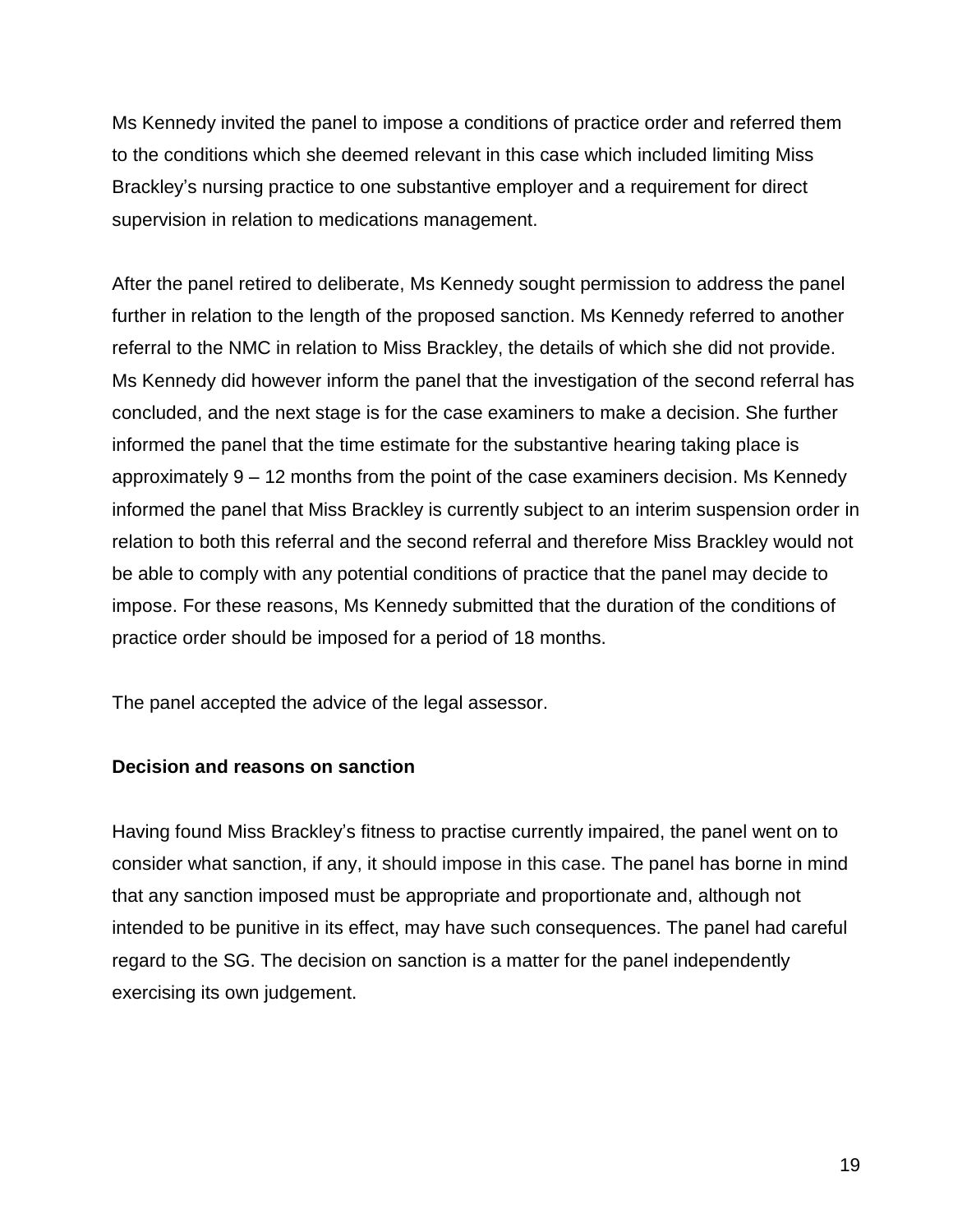Ms Kennedy invited the panel to impose a conditions of practice order and referred them to the conditions which she deemed relevant in this case which included limiting Miss Brackley's nursing practice to one substantive employer and a requirement for direct supervision in relation to medications management.

After the panel retired to deliberate, Ms Kennedy sought permission to address the panel further in relation to the length of the proposed sanction. Ms Kennedy referred to another referral to the NMC in relation to Miss Brackley, the details of which she did not provide. Ms Kennedy did however inform the panel that the investigation of the second referral has concluded, and the next stage is for the case examiners to make a decision. She further informed the panel that the time estimate for the substantive hearing taking place is approximately 9 – 12 months from the point of the case examiners decision. Ms Kennedy informed the panel that Miss Brackley is currently subject to an interim suspension order in relation to both this referral and the second referral and therefore Miss Brackley would not be able to comply with any potential conditions of practice that the panel may decide to impose. For these reasons, Ms Kennedy submitted that the duration of the conditions of practice order should be imposed for a period of 18 months.

The panel accepted the advice of the legal assessor.

**Decision and reasons on sanction**

Having found Miss Brackley's fitness to practise currently impaired, the panel went on to consider what sanction, if any, it should impose in this case. The panel has borne in mind that any sanction imposed must be appropriate and proportionate and, although not intended to be punitive in its effect, may have such consequences. The panel had careful regard to the SG. The decision on sanction is a matter for the panel independently exercising its own judgement.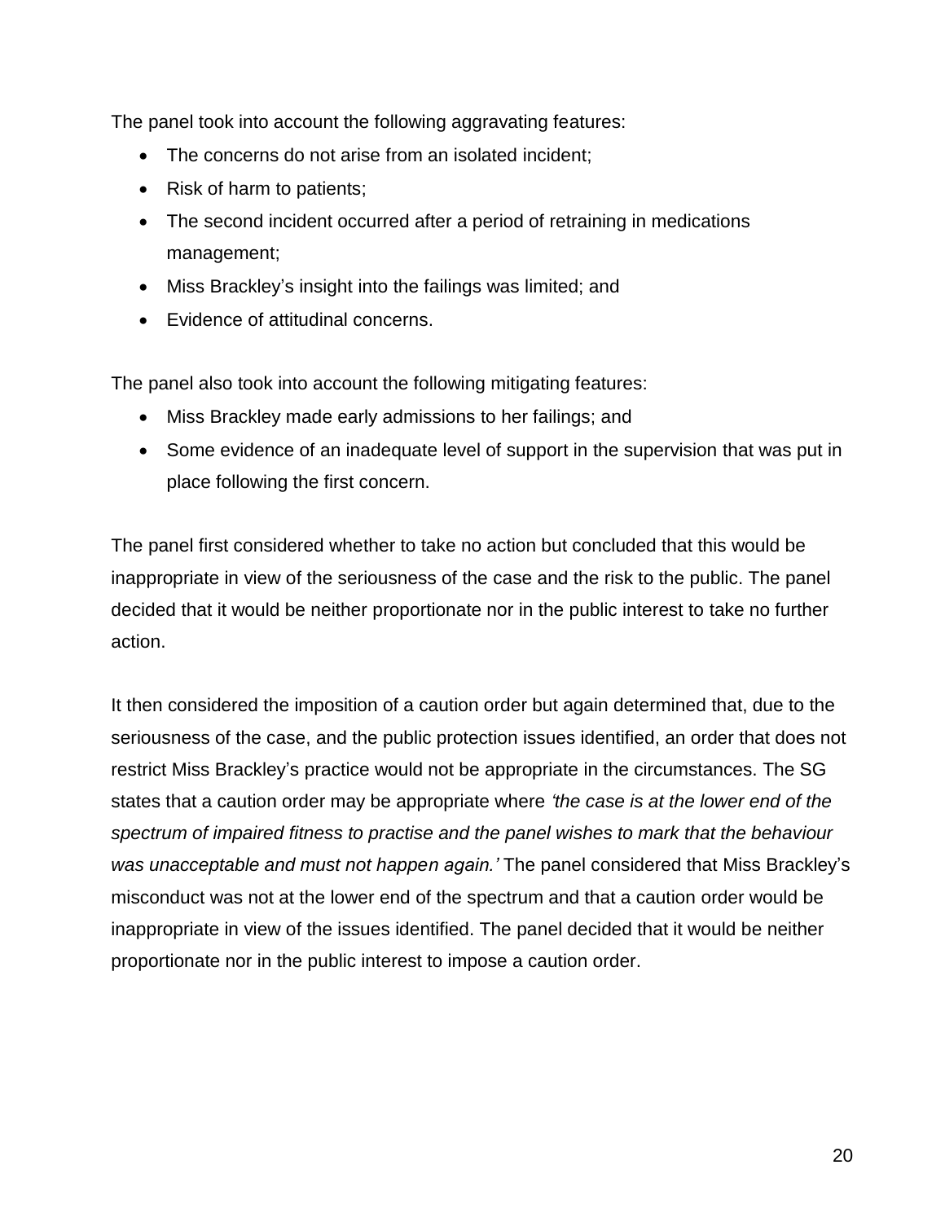The panel took into account the following aggravating features:

- The concerns do not arise from an isolated incident;
- Risk of harm to patients;
- The second incident occurred after a period of retraining in medications management;
- Miss Brackley's insight into the failings was limited; and
- Evidence of attitudinal concerns.

The panel also took into account the following mitigating features:

- Miss Brackley made early admissions to her failings; and
- Some evidence of an inadequate level of support in the supervision that was put in place following the first concern.

The panel first considered whether to take no action but concluded that this would be inappropriate in view of the seriousness of the case and the risk to the public. The panel decided that it would be neither proportionate nor in the public interest to take no further action.

It then considered the imposition of a caution order but again determined that, due to the seriousness of the case, and the public protection issues identified, an order that does not restrict Miss Brackley's practice would not be appropriate in the circumstances. The SG states that a caution order may be appropriate where *'the case is at the lower end of the spectrum of impaired fitness to practise and the panel wishes to mark that the behaviour was unacceptable and must not happen again.'* The panel considered that Miss Brackley's misconduct was not at the lower end of the spectrum and that a caution order would be inappropriate in view of the issues identified. The panel decided that it would be neither proportionate nor in the public interest to impose a caution order.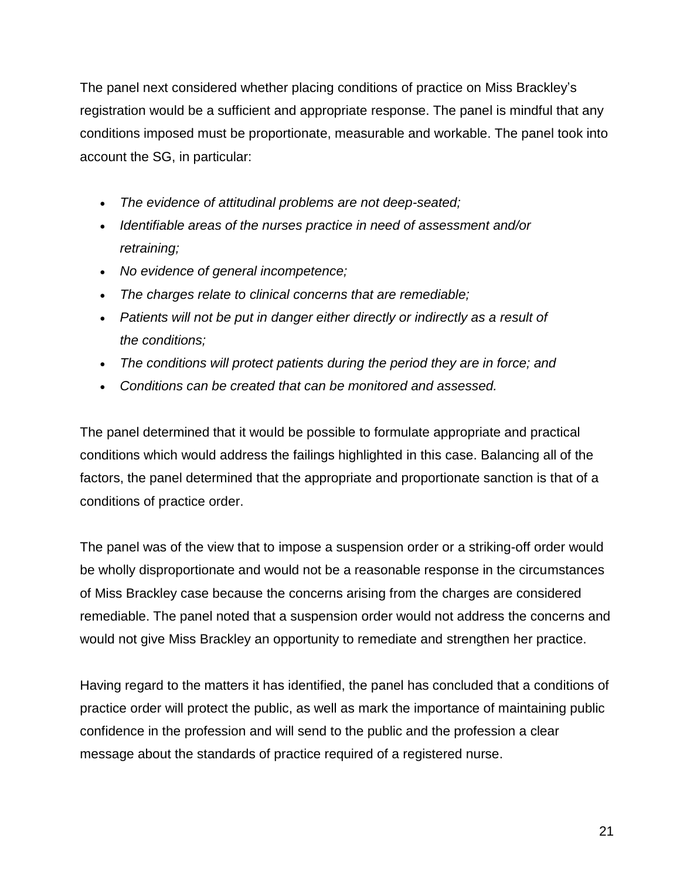The panel next considered whether placing conditions of practice on Miss Brackley's registration would be a sufficient and appropriate response. The panel is mindful that any conditions imposed must be proportionate, measurable and workable. The panel took into account the SG, in particular:

- *The evidence of attitudinal problems are not deep-seated;*
- *Identifiable areas of the nurses practice in need of assessment and/or retraining;*
- *No evidence of general incompetence;*
- *The charges relate to clinical concerns that are remediable;*
- *Patients will not be put in danger either directly or indirectly as a result of the conditions;*
- *The conditions will protect patients during the period they are in force; and*
- *Conditions can be created that can be monitored and assessed.*

The panel determined that it would be possible to formulate appropriate and practical conditions which would address the failings highlighted in this case. Balancing all of the factors, the panel determined that the appropriate and proportionate sanction is that of a conditions of practice order.

The panel was of the view that to impose a suspension order or a striking-off order would be wholly disproportionate and would not be a reasonable response in the circumstances of Miss Brackley case because the concerns arising from the charges are considered remediable. The panel noted that a suspension order would not address the concerns and would not give Miss Brackley an opportunity to remediate and strengthen her practice.

Having regard to the matters it has identified, the panel has concluded that a conditions of practice order will protect the public, as well as mark the importance of maintaining public confidence in the profession and will send to the public and the profession a clear message about the standards of practice required of a registered nurse.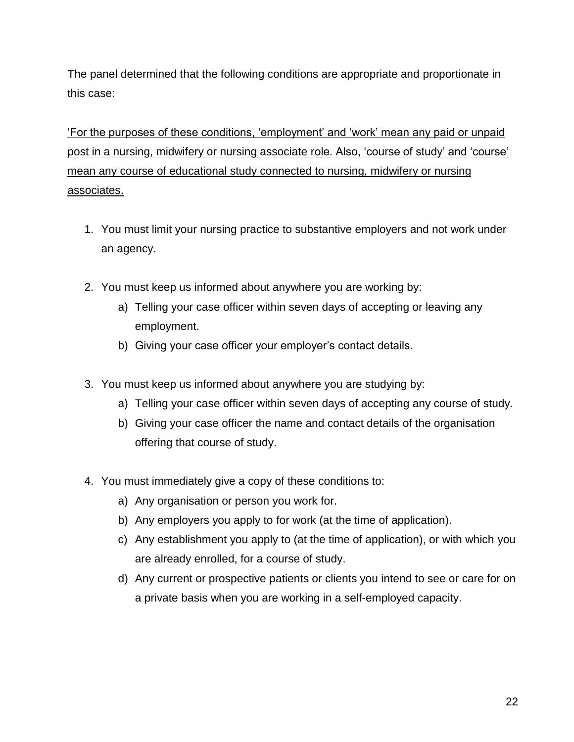The panel determined that the following conditions are appropriate and proportionate in this case:

<u>'For the purposes of these conditions, 'employment' and 'work' mean any paid or unpaid post in a nursing, midwifery or nursing associate role. Also, 'course of study' and 'course' mean any course of educational study connected to nursing, midwifery or nursing associates.</u>

1. You must limit your nursing practice to substantive employers and not work under an agency.

2. You must keep us informed about anywhere you are working by:
   a) Telling your case officer within seven days of accepting or leaving any employment.
   b) Giving your case officer your employer's contact details.

3. You must keep us informed about anywhere you are studying by:
   a) Telling your case officer within seven days of accepting any course of study.
   b) Giving your case officer the name and contact details of the organisation offering that course of study.

4. You must immediately give a copy of these conditions to:
   a) Any organisation or person you work for.
   b) Any employers you apply to for work (at the time of application).
   c) Any establishment you apply to (at the time of application), or with which you are already enrolled, for a course of study.
   d) Any current or prospective patients or clients you intend to see or care for on a private basis when you are working in a self-employed capacity.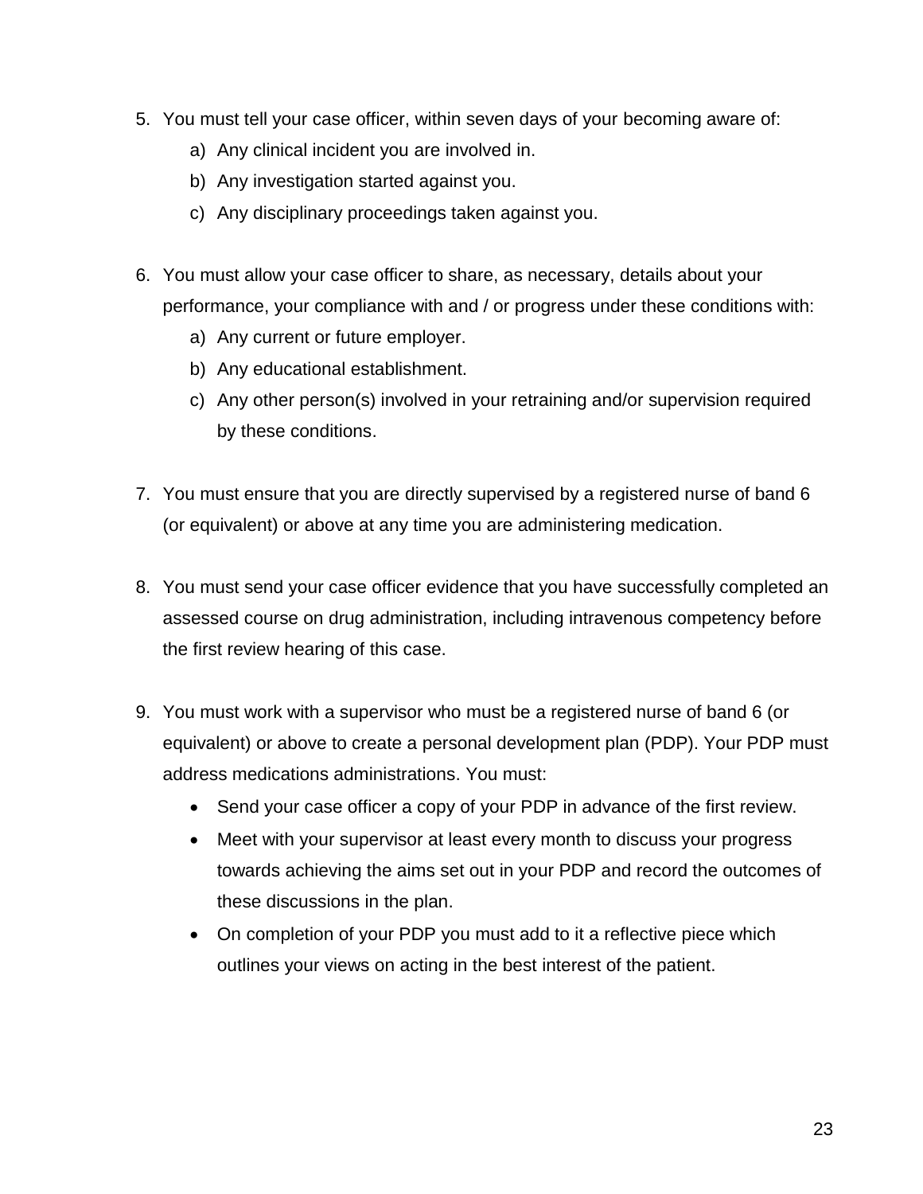5. You must tell your case officer, within seven days of your becoming aware of:
   a) Any clinical incident you are involved in.
   b) Any investigation started against you.
   c) Any disciplinary proceedings taken against you.

6. You must allow your case officer to share, as necessary, details about your performance, your compliance with and / or progress under these conditions with:
   a) Any current or future employer.
   b) Any educational establishment.
   c) Any other person(s) involved in your retraining and/or supervision required by these conditions.

7. You must ensure that you are directly supervised by a registered nurse of band 6 (or equivalent) or above at any time you are administering medication.

8. You must send your case officer evidence that you have successfully completed an assessed course on drug administration, including intravenous competency before the first review hearing of this case.

9. You must work with a supervisor who must be a registered nurse of band 6 (or equivalent) or above to create a personal development plan (PDP). Your PDP must address medications administrations. You must:
   - Send your case officer a copy of your PDP in advance of the first review.
   - Meet with your supervisor at least every month to discuss your progress towards achieving the aims set out in your PDP and record the outcomes of these discussions in the plan.
   - On completion of your PDP you must add to it a reflective piece which outlines your views on acting in the best interest of the patient.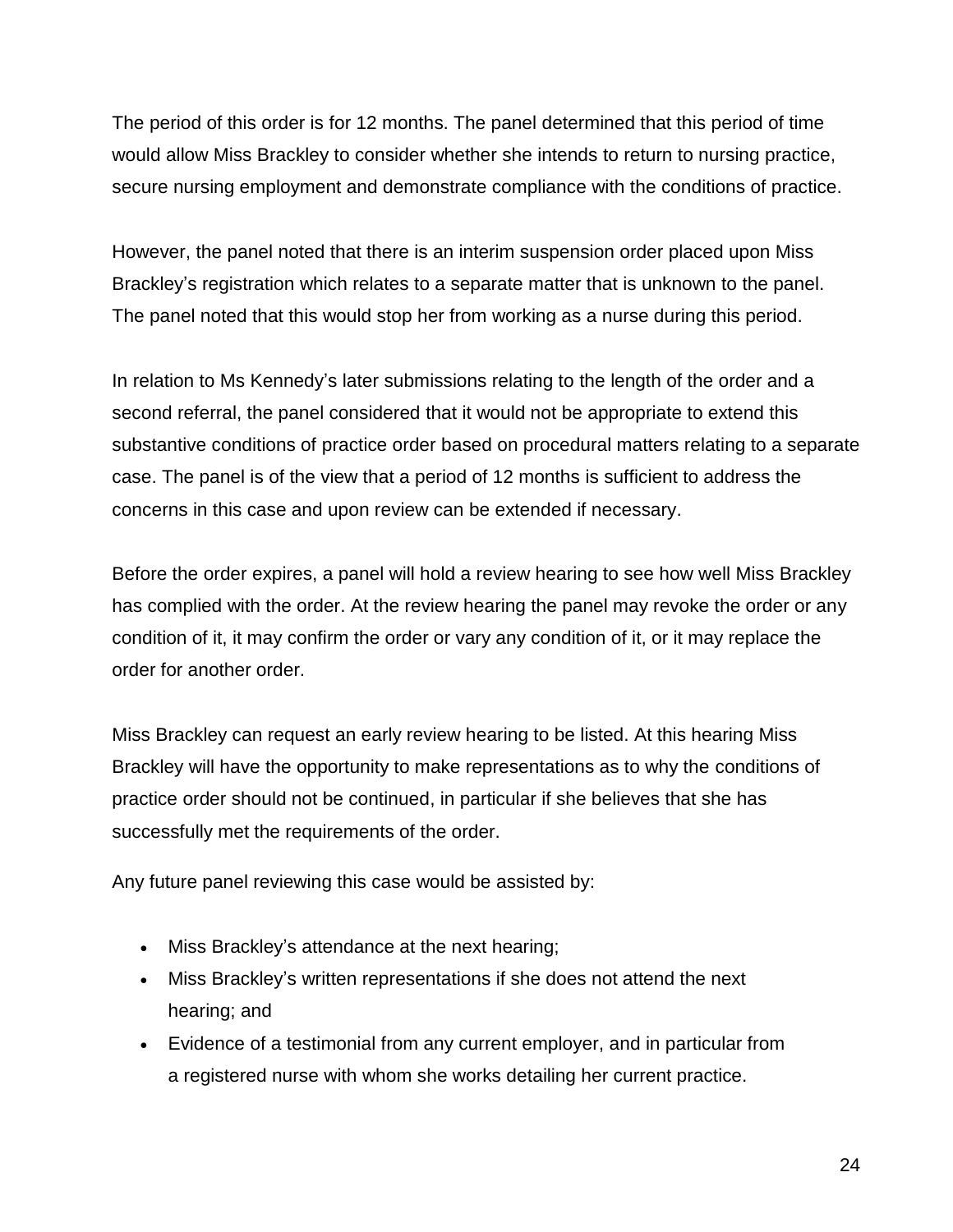The period of this order is for 12 months. The panel determined that this period of time would allow Miss Brackley to consider whether she intends to return to nursing practice, secure nursing employment and demonstrate compliance with the conditions of practice.

However, the panel noted that there is an interim suspension order placed upon Miss Brackley's registration which relates to a separate matter that is unknown to the panel. The panel noted that this would stop her from working as a nurse during this period.

In relation to Ms Kennedy's later submissions relating to the length of the order and a second referral, the panel considered that it would not be appropriate to extend this substantive conditions of practice order based on procedural matters relating to a separate case. The panel is of the view that a period of 12 months is sufficient to address the concerns in this case and upon review can be extended if necessary.

Before the order expires, a panel will hold a review hearing to see how well Miss Brackley has complied with the order. At the review hearing the panel may revoke the order or any condition of it, it may confirm the order or vary any condition of it, or it may replace the order for another order.

Miss Brackley can request an early review hearing to be listed. At this hearing Miss Brackley will have the opportunity to make representations as to why the conditions of practice order should not be continued, in particular if she believes that she has successfully met the requirements of the order.

Any future panel reviewing this case would be assisted by:

- Miss Brackley's attendance at the next hearing;
- Miss Brackley's written representations if she does not attend the next hearing; and
- Evidence of a testimonial from any current employer, and in particular from a registered nurse with whom she works detailing her current practice.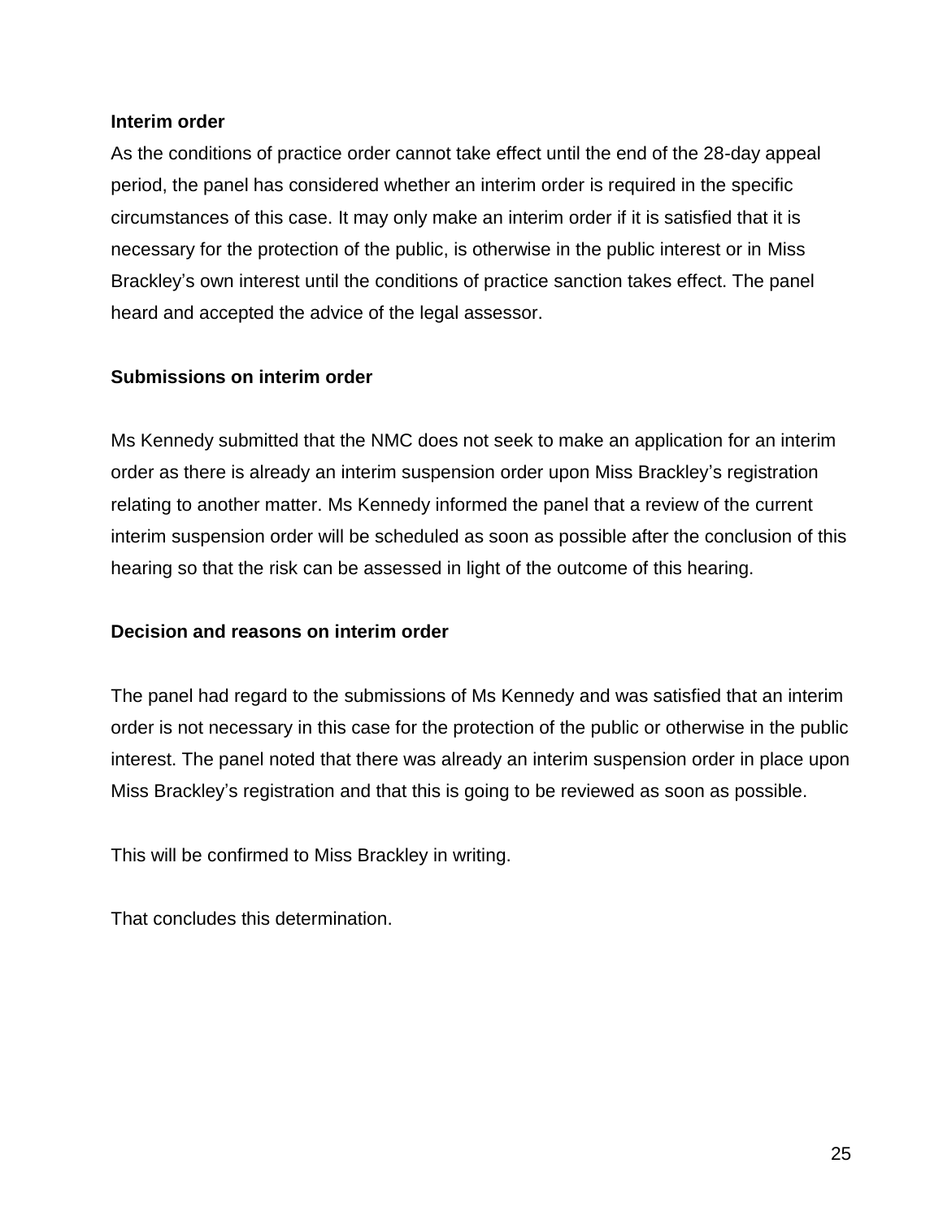**Interim order**

As the conditions of practice order cannot take effect until the end of the 28-day appeal period, the panel has considered whether an interim order is required in the specific circumstances of this case. It may only make an interim order if it is satisfied that it is necessary for the protection of the public, is otherwise in the public interest or in Miss Brackley's own interest until the conditions of practice sanction takes effect. The panel heard and accepted the advice of the legal assessor.

**Submissions on interim order**

Ms Kennedy submitted that the NMC does not seek to make an application for an interim order as there is already an interim suspension order upon Miss Brackley's registration relating to another matter. Ms Kennedy informed the panel that a review of the current interim suspension order will be scheduled as soon as possible after the conclusion of this hearing so that the risk can be assessed in light of the outcome of this hearing.

**Decision and reasons on interim order**

The panel had regard to the submissions of Ms Kennedy and was satisfied that an interim order is not necessary in this case for the protection of the public or otherwise in the public interest. The panel noted that there was already an interim suspension order in place upon Miss Brackley's registration and that this is going to be reviewed as soon as possible.

This will be confirmed to Miss Brackley in writing.

That concludes this determination.